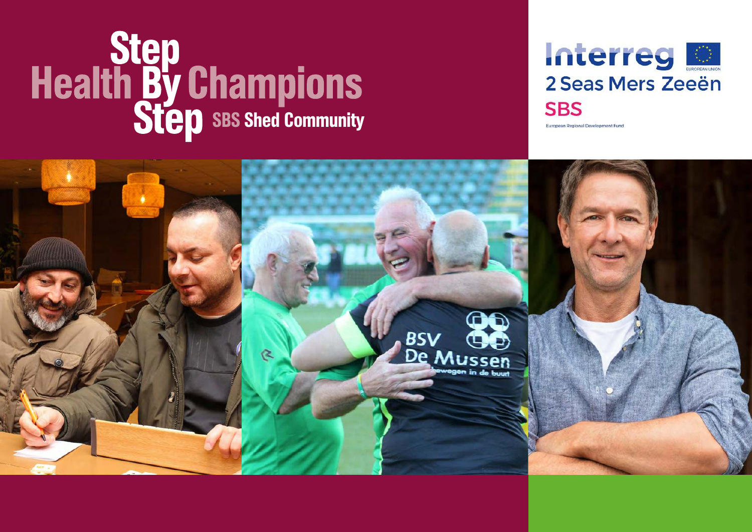# Health Step By Step Champions

## SBS Shed Community

Interreg 2 Seas Mers Zeeën

SBS

European Regional Development Fund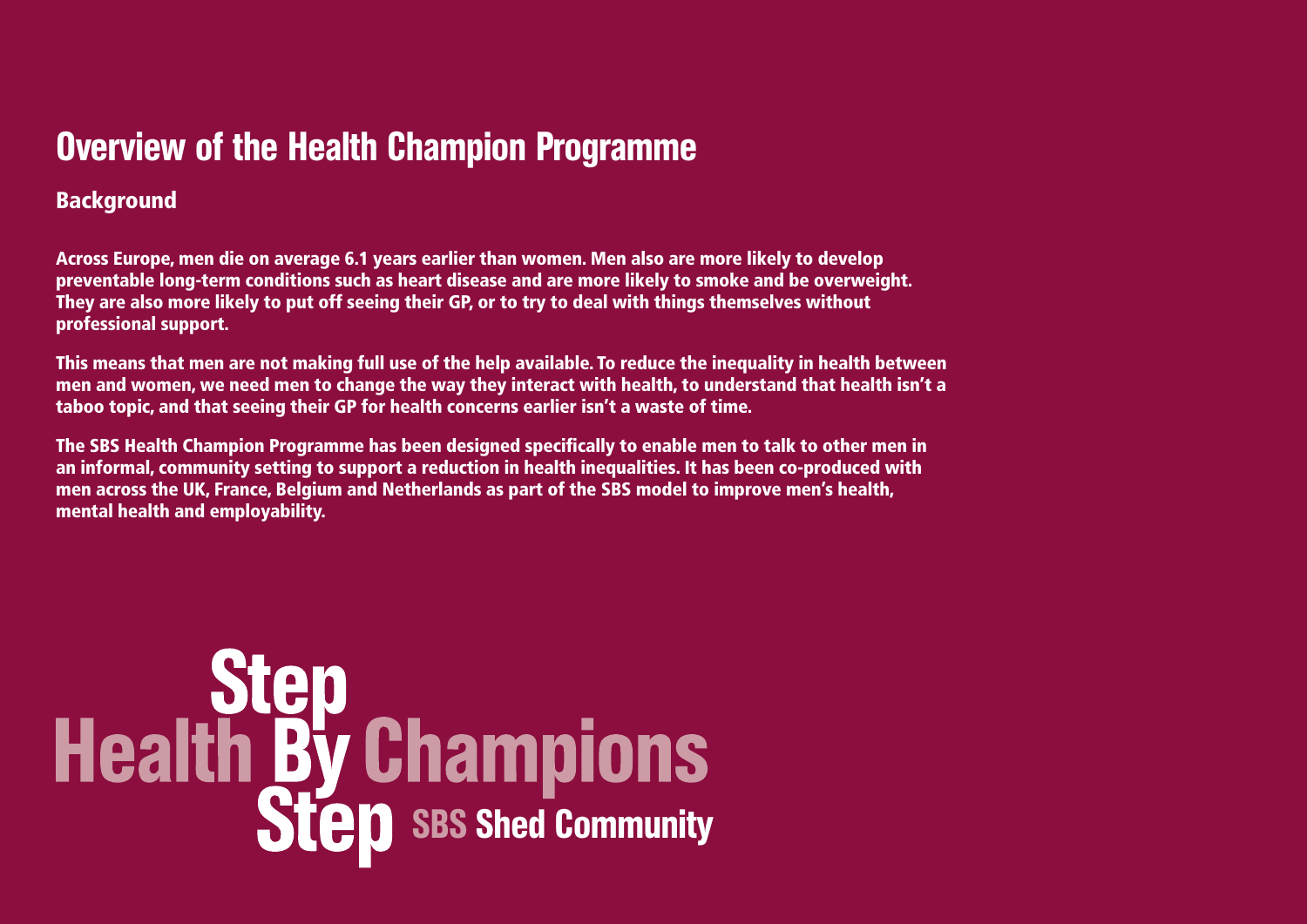# Overview of the Health Champion Programme

## Background

**Across Europe, men die on average 6.1 years earlier than women. Men also are more likely to develop preventable long-term conditions such as heart disease and are more likely to smoke and be overweight. They are also more likely to put off seeing their GP, or to try to deal with things themselves without professional support.**

**This means that men are not making full use of the help available. To reduce the inequality in health between men and women, we need men to change the way they interact with health, to understand that health isn't a taboo topic, and that seeing their GP for health concerns earlier isn't a waste of time.**

**The SBS Health Champion Programme has been designed specifically to enable men to talk to other men in an informal, community setting to support a reduction in health inequalities. It has been co-produced with men across the UK, France, Belgium and Netherlands as part of the SBS model to improve men's health, mental health and employability.**

Health Step By Step Champions

SBS Shed Community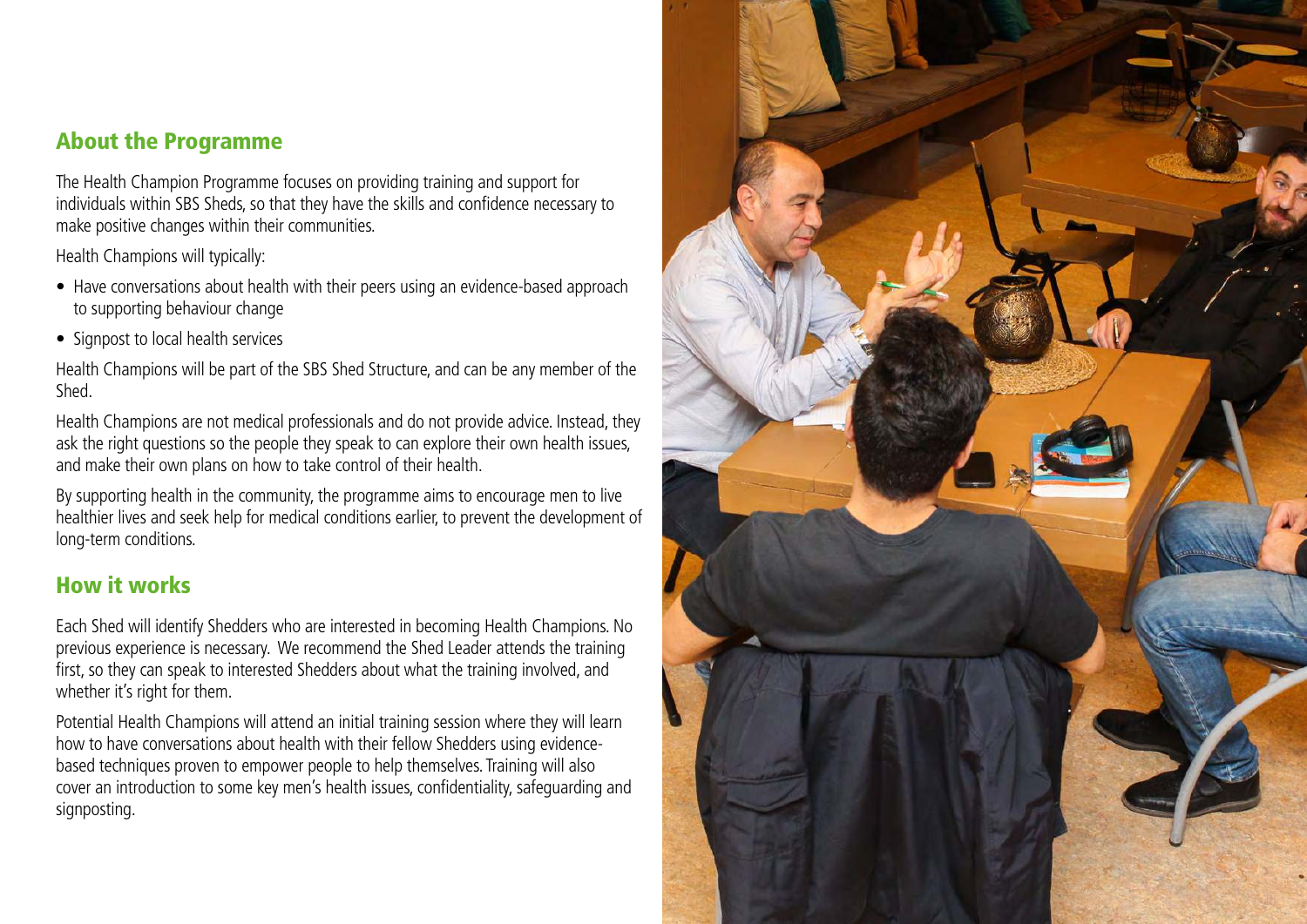## About the Programme

The Health Champion Programme focuses on providing training and support for individuals within SBS Sheds, so that they have the skills and confidence necessary to make positive changes within their communities.

Health Champions will typically:

- Have conversations about health with their peers using an evidence-based approach to supporting behaviour change
- Signpost to local health services

Health Champions will be part of the SBS Shed Structure, and can be any member of the Shed.

Health Champions are not medical professionals and do not provide advice. Instead, they ask the right questions so the people they speak to can explore their own health issues, and make their own plans on how to take control of their health.

By supporting health in the community, the programme aims to encourage men to live healthier lives and seek help for medical conditions earlier, to prevent the development of long-term conditions.

## How it works

Each Shed will identify Shedders who are interested in becoming Health Champions. No previous experience is necessary. We recommend the Shed Leader attends the training first, so they can speak to interested Shedders about what the training involved, and whether it's right for them.

Potential Health Champions will attend an initial training session where they will learn how to have conversations about health with their fellow Shedders using evidence-based techniques proven to empower people to help themselves. Training will also cover an introduction to some key men's health issues, confidentiality, safeguarding and signposting.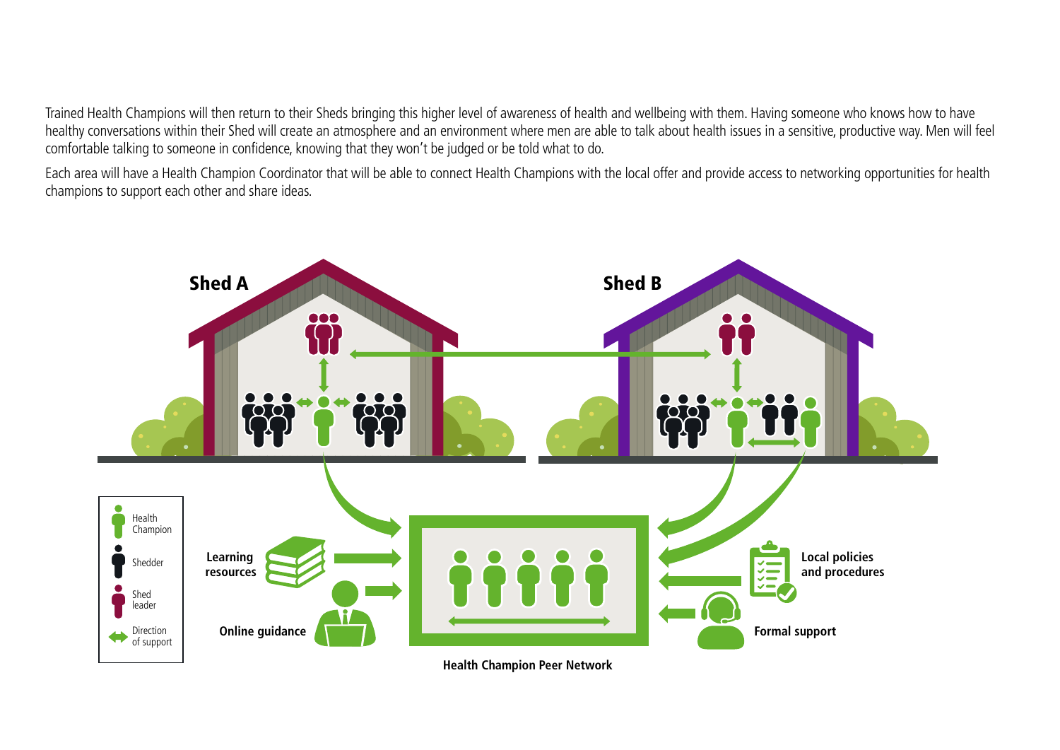Trained Health Champions will then return to their Sheds bringing this higher level of awareness of health and wellbeing with them. Having someone who knows how to have healthy conversations within their Shed will create an atmosphere and an environment where men are able to talk about health issues in a sensitive, productive way. Men will feel comfortable talking to someone in confidence, knowing that they won't be judged or be told what to do.

Each area will have a Health Champion Coordinator that will be able to connect Health Champions with the local offer and provide access to networking opportunities for health champions to support each other and share ideas.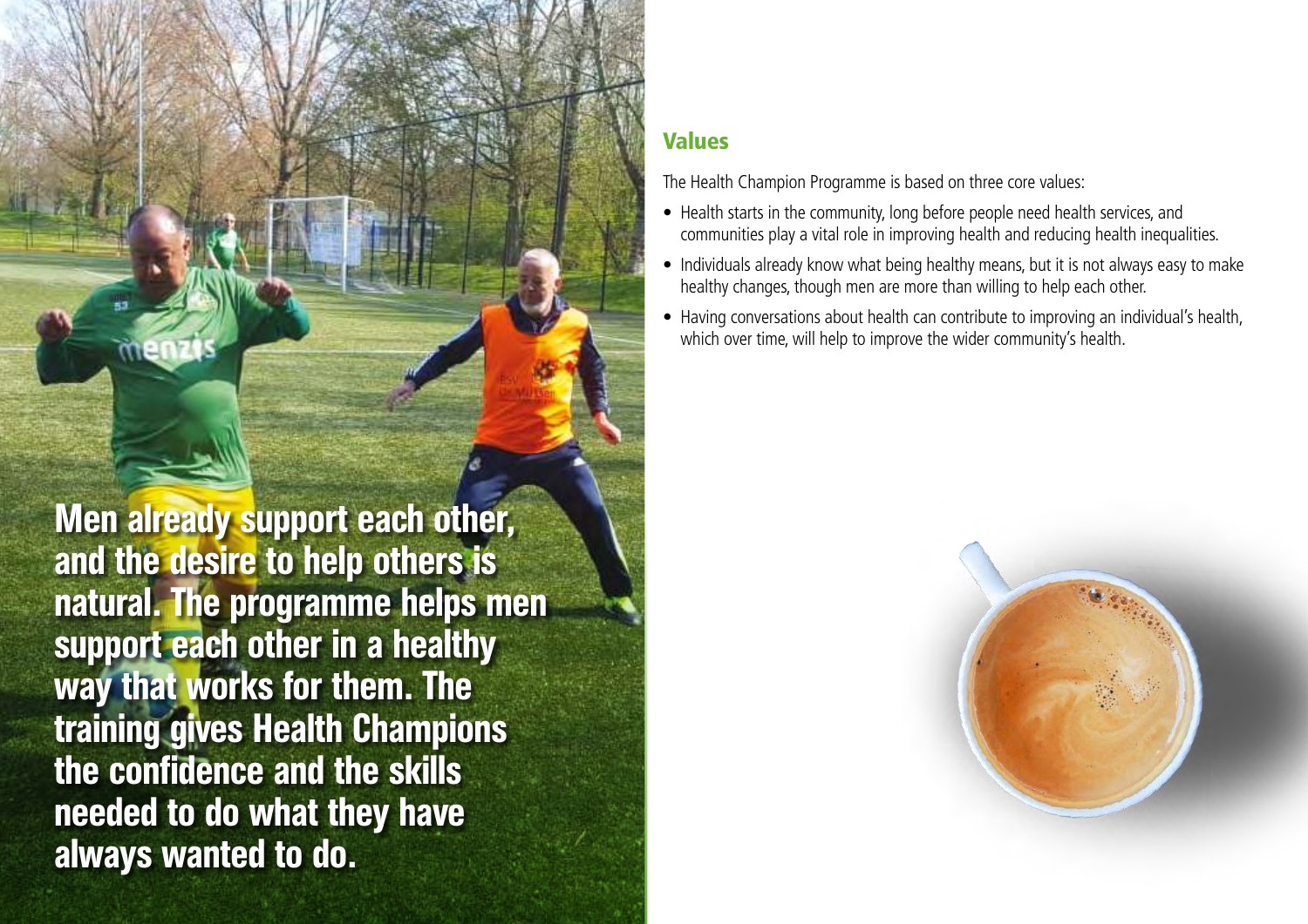**Men already support each other, and the desire to help others is natural. The programme helps men support each other in a healthy way that works for them. The training gives Health Champions the confidence and the skills needed to do what they have always wanted to do.**

## Values

The Health Champion Programme is based on three core values:

- Health starts in the community, long before people need health services, and communities play a vital role in improving health and reducing health inequalities.
- Individuals already know what being healthy means, but it is not always easy to make healthy changes, though men are more than willing to help each other.
- Having conversations about health can contribute to improving an individual's health, which over time, will help to improve the wider community's health.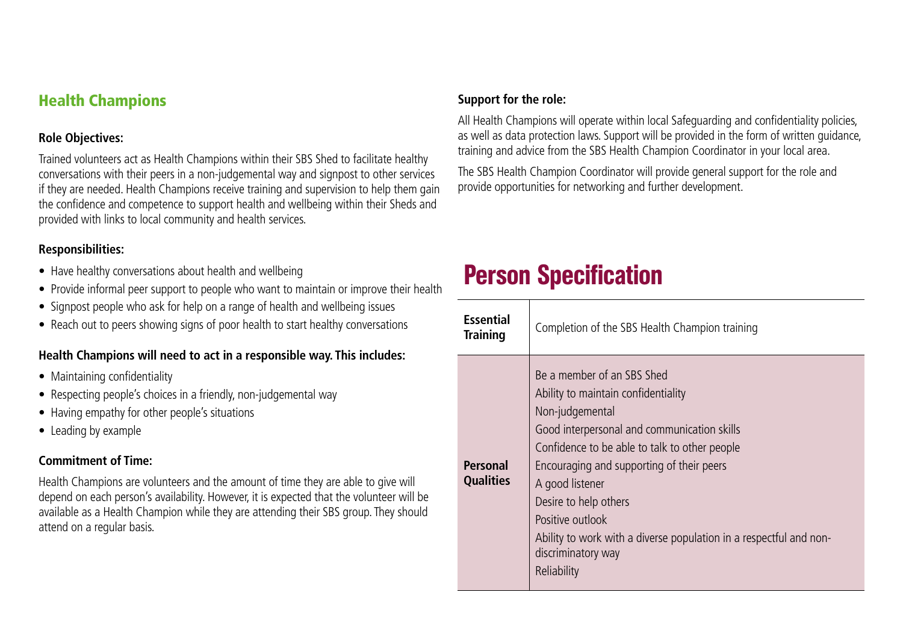## Health Champions

**Role Objectives:**

Trained volunteers act as Health Champions within their SBS Shed to facilitate healthy conversations with their peers in a non-judgemental way and signpost to other services if they are needed. Health Champions receive training and supervision to help them gain the confidence and competence to support health and wellbeing within their Sheds and provided with links to local community and health services.

**Responsibilities:**

- Have healthy conversations about health and wellbeing
- Provide informal peer support to people who want to maintain or improve their health
- Signpost people who ask for help on a range of health and wellbeing issues
- Reach out to peers showing signs of poor health to start healthy conversations

**Health Champions will need to act in a responsible way. This includes:**

- Maintaining confidentiality
- Respecting people's choices in a friendly, non-judgemental way
- Having empathy for other people's situations
- Leading by example

**Commitment of Time:**

Health Champions are volunteers and the amount of time they are able to give will depend on each person's availability. However, it is expected that the volunteer will be available as a Health Champion while they are attending their SBS group. They should attend on a regular basis.

**Support for the role:**

All Health Champions will operate within local Safeguarding and confidentiality policies, as well as data protection laws. Support will be provided in the form of written guidance, training and advice from the SBS Health Champion Coordinator in your local area.

The SBS Health Champion Coordinator will provide general support for the role and provide opportunities for networking and further development.

# Person Specification

| | |
|---|---|
| **Essential Training** | Completion of the SBS Health Champion training |
| **Personal Qualities** | Be a member of an SBS Shed<br>Ability to maintain confidentiality<br>Non-judgemental<br>Good interpersonal and communication skills<br>Confidence to be able to talk to other people<br>Encouraging and supporting of their peers<br>A good listener<br>Desire to help others<br>Positive outlook<br>Ability to work with a diverse population in a respectful and non-discriminatory way<br>Reliability |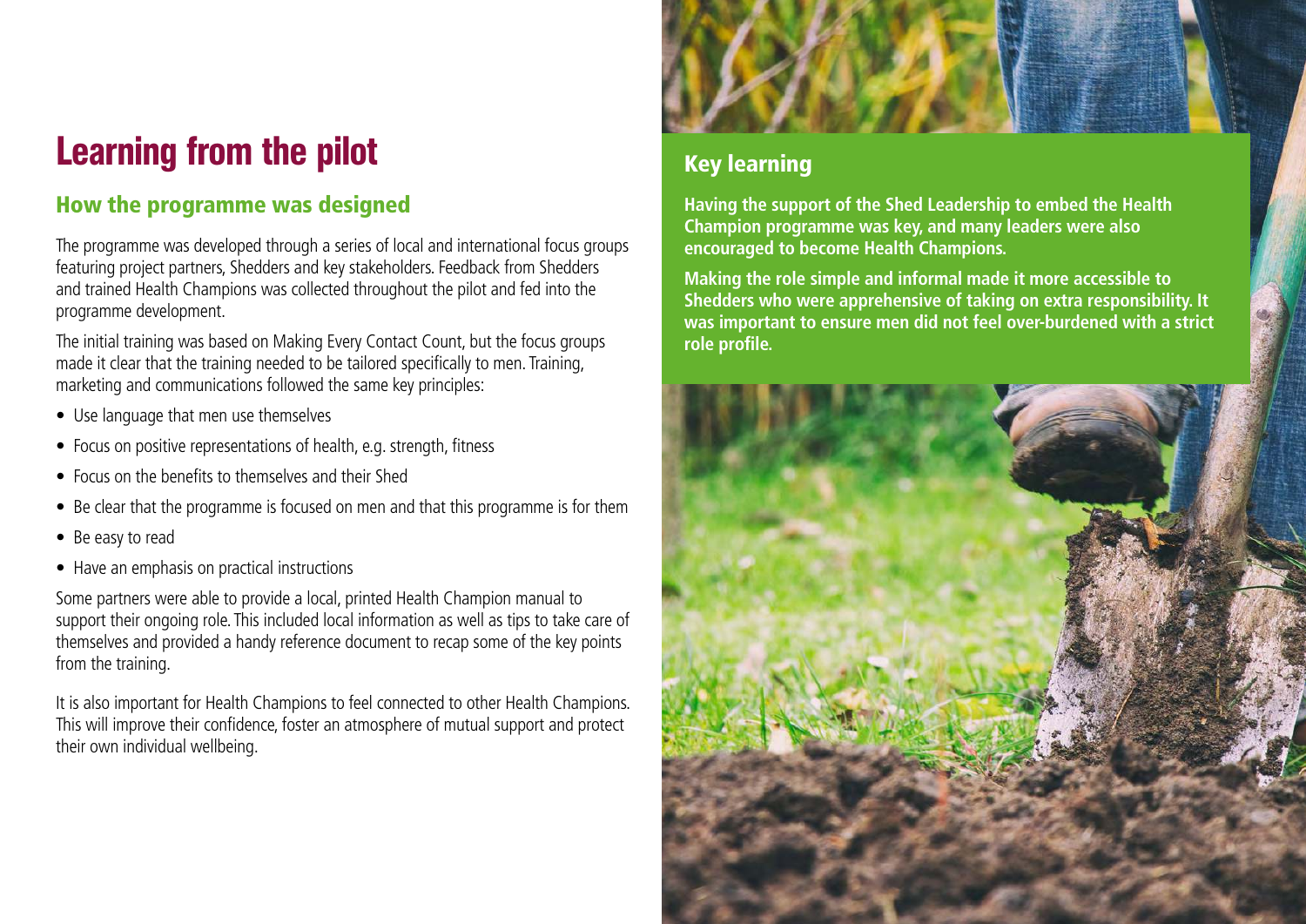# Learning from the pilot

## How the programme was designed

The programme was developed through a series of local and international focus groups featuring project partners, Shedders and key stakeholders. Feedback from Shedders and trained Health Champions was collected throughout the pilot and fed into the programme development.

The initial training was based on Making Every Contact Count, but the focus groups made it clear that the training needed to be tailored specifically to men. Training, marketing and communications followed the same key principles:

- Use language that men use themselves
- Focus on positive representations of health, e.g. strength, fitness
- Focus on the benefits to themselves and their Shed
- Be clear that the programme is focused on men and that this programme is for them
- Be easy to read
- Have an emphasis on practical instructions

Some partners were able to provide a local, printed Health Champion manual to support their ongoing role. This included local information as well as tips to take care of themselves and provided a handy reference document to recap some of the key points from the training.

It is also important for Health Champions to feel connected to other Health Champions. This will improve their confidence, foster an atmosphere of mutual support and protect their own individual wellbeing.

## Key learning

**Having the support of the Shed Leadership to embed the Health Champion programme was key, and many leaders were also encouraged to become Health Champions.**

**Making the role simple and informal made it more accessible to Shedders who were apprehensive of taking on extra responsibility. It was important to ensure men did not feel over-burdened with a strict role profile.**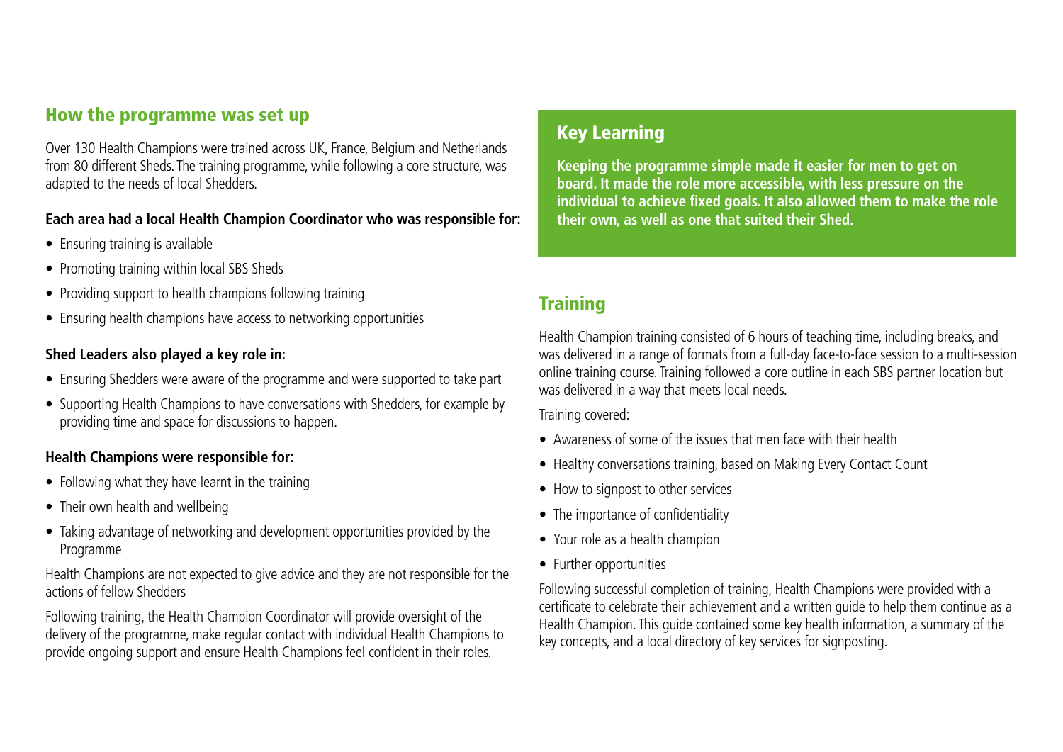## How the programme was set up

Over 130 Health Champions were trained across UK, France, Belgium and Netherlands from 80 different Sheds. The training programme, while following a core structure, was adapted to the needs of local Shedders.

**Each area had a local Health Champion Coordinator who was responsible for:**

- Ensuring training is available
- Promoting training within local SBS Sheds
- Providing support to health champions following training
- Ensuring health champions have access to networking opportunities

**Shed Leaders also played a key role in:**

- Ensuring Shedders were aware of the programme and were supported to take part
- Supporting Health Champions to have conversations with Shedders, for example by providing time and space for discussions to happen.

**Health Champions were responsible for:**

- Following what they have learnt in the training
- Their own health and wellbeing
- Taking advantage of networking and development opportunities provided by the Programme

Health Champions are not expected to give advice and they are not responsible for the actions of fellow Shedders

Following training, the Health Champion Coordinator will provide oversight of the delivery of the programme, make regular contact with individual Health Champions to provide ongoing support and ensure Health Champions feel confident in their roles.

## Key Learning

**Keeping the programme simple made it easier for men to get on board. It made the role more accessible, with less pressure on the individual to achieve fixed goals. It also allowed them to make the role their own, as well as one that suited their Shed.**

## Training

Health Champion training consisted of 6 hours of teaching time, including breaks, and was delivered in a range of formats from a full-day face-to-face session to a multi-session online training course. Training followed a core outline in each SBS partner location but was delivered in a way that meets local needs.

Training covered:

- Awareness of some of the issues that men face with their health
- Healthy conversations training, based on Making Every Contact Count
- How to signpost to other services
- The importance of confidentiality
- Your role as a health champion
- Further opportunities

Following successful completion of training, Health Champions were provided with a certificate to celebrate their achievement and a written guide to help them continue as a Health Champion. This guide contained some key health information, a summary of the key concepts, and a local directory of key services for signposting.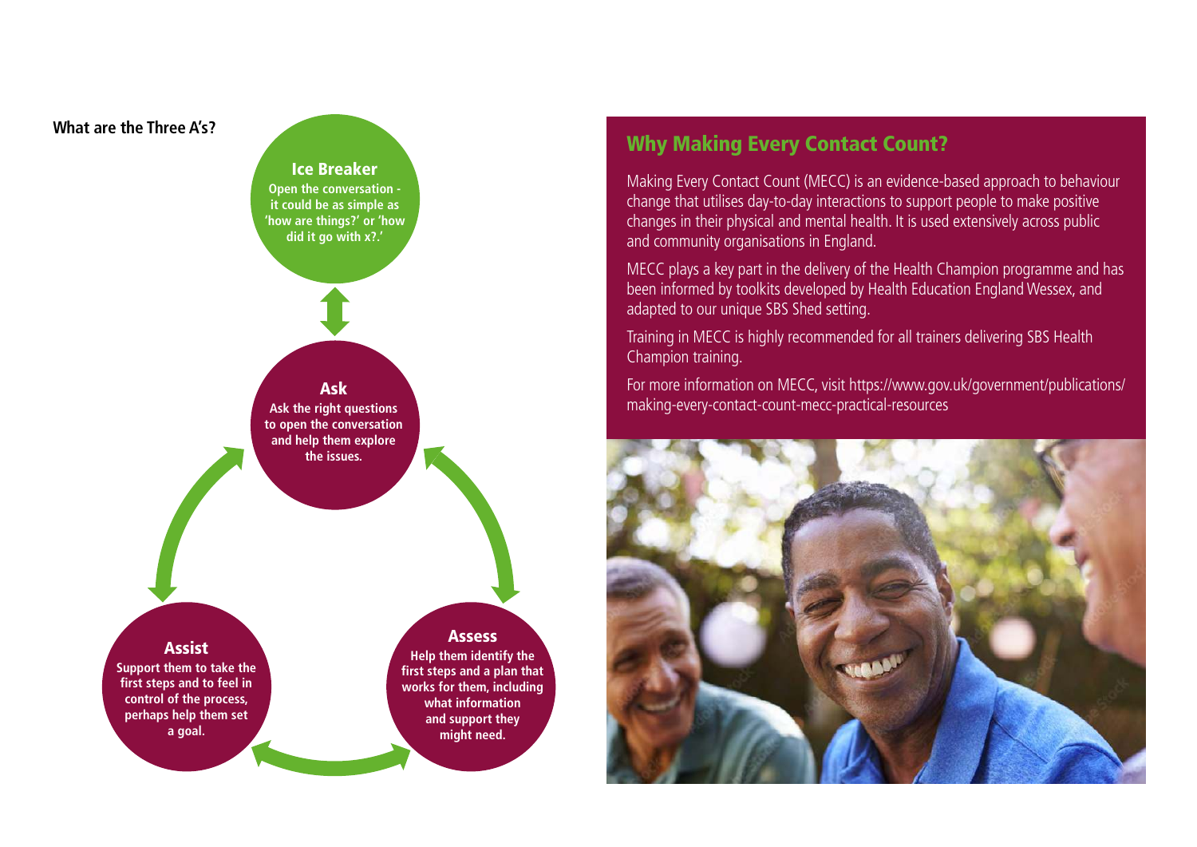**What are the Three A's?**

**Ice Breaker**
Open the conversation - it could be as simple as 'how are things?' or 'how did it go with x?.'

**Ask**
Ask the right questions to open the conversation and help them explore the issues.

**Assess**
Help them identify the first steps and a plan that works for them, including what information and support they might need.

**Assist**
Support them to take the first steps and to feel in control of the process, perhaps help them set a goal.

## Why Making Every Contact Count?

Making Every Contact Count (MECC) is an evidence-based approach to behaviour change that utilises day-to-day interactions to support people to make positive changes in their physical and mental health. It is used extensively across public and community organisations in England.

MECC plays a key part in the delivery of the Health Champion programme and has been informed by toolkits developed by Health Education England Wessex, and adapted to our unique SBS Shed setting.

Training in MECC is highly recommended for all trainers delivering SBS Health Champion training.

For more information on MECC, visit https://www.gov.uk/government/publications/making-every-contact-count-mecc-practical-resources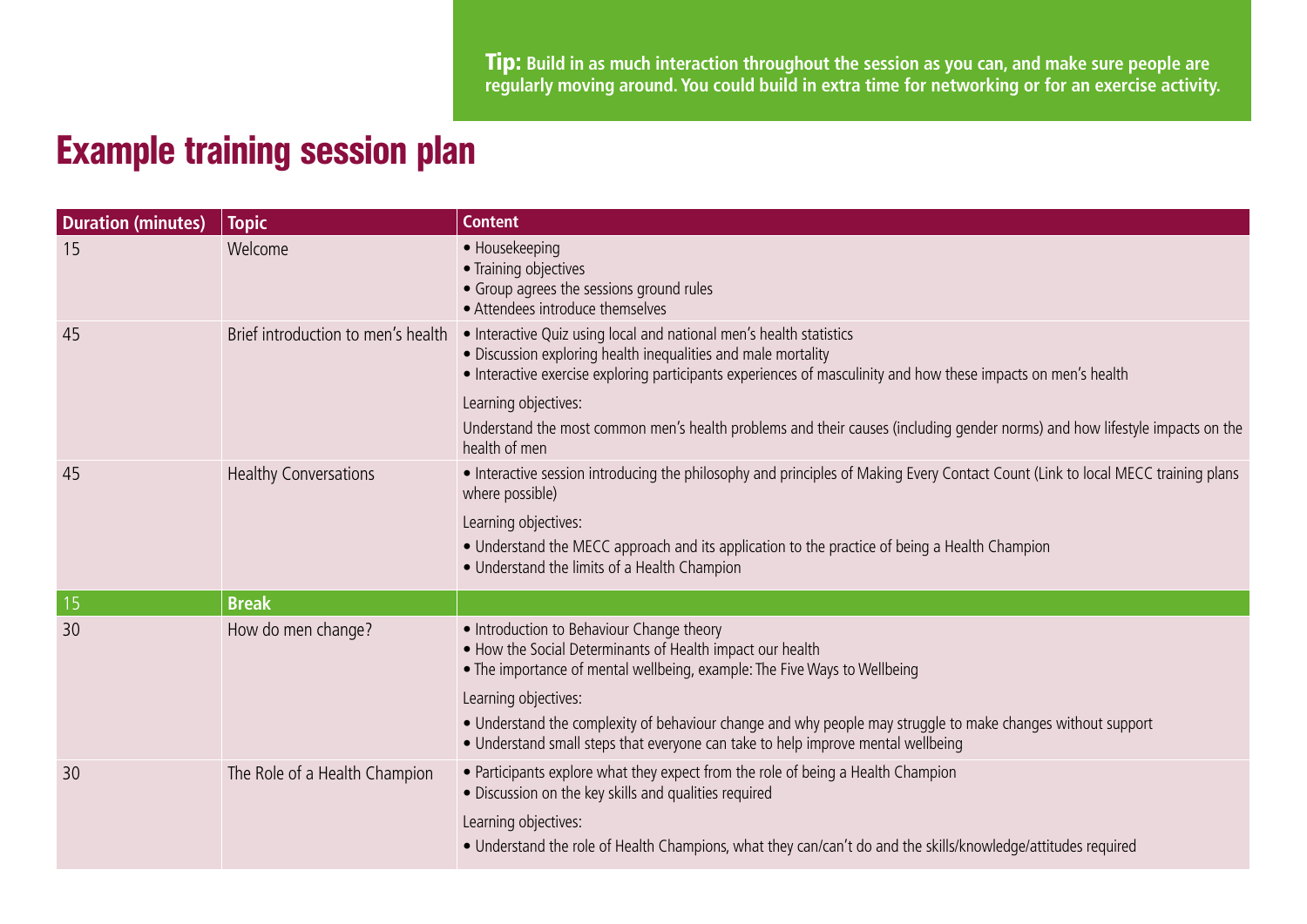**Tip:** Build in as much interaction throughout the session as you can, and make sure people are regularly moving around. You could build in extra time for networking or for an exercise activity.

# Example training session plan

| Duration (minutes) | Topic | Content |
| --- | --- | --- |
| 15 | Welcome | • Housekeeping<br>• Training objectives<br>• Group agrees the sessions ground rules<br>• Attendees introduce themselves |
| 45 | Brief introduction to men's health | • Interactive Quiz using local and national men's health statistics<br>• Discussion exploring health inequalities and male mortality<br>• Interactive exercise exploring participants experiences of masculinity and how these impacts on men's health<br><br>Learning objectives:<br><br>Understand the most common men's health problems and their causes (including gender norms) and how lifestyle impacts on the health of men |
| 45 | Healthy Conversations | • Interactive session introducing the philosophy and principles of Making Every Contact Count (Link to local MECC training plans where possible)<br><br>Learning objectives:<br><br>• Understand the MECC approach and its application to the practice of being a Health Champion<br>• Understand the limits of a Health Champion |
| 15 | **Break** | |
| 30 | How do men change? | • Introduction to Behaviour Change theory<br>• How the Social Determinants of Health impact our health<br>• The importance of mental wellbeing, example: The Five Ways to Wellbeing<br><br>Learning objectives:<br><br>• Understand the complexity of behaviour change and why people may struggle to make changes without support<br>• Understand small steps that everyone can take to help improve mental wellbeing |
| 30 | The Role of a Health Champion | • Participants explore what they expect from the role of being a Health Champion<br>• Discussion on the key skills and qualities required<br><br>Learning objectives:<br><br>• Understand the role of Health Champions, what they can/can't do and the skills/knowledge/attitudes required |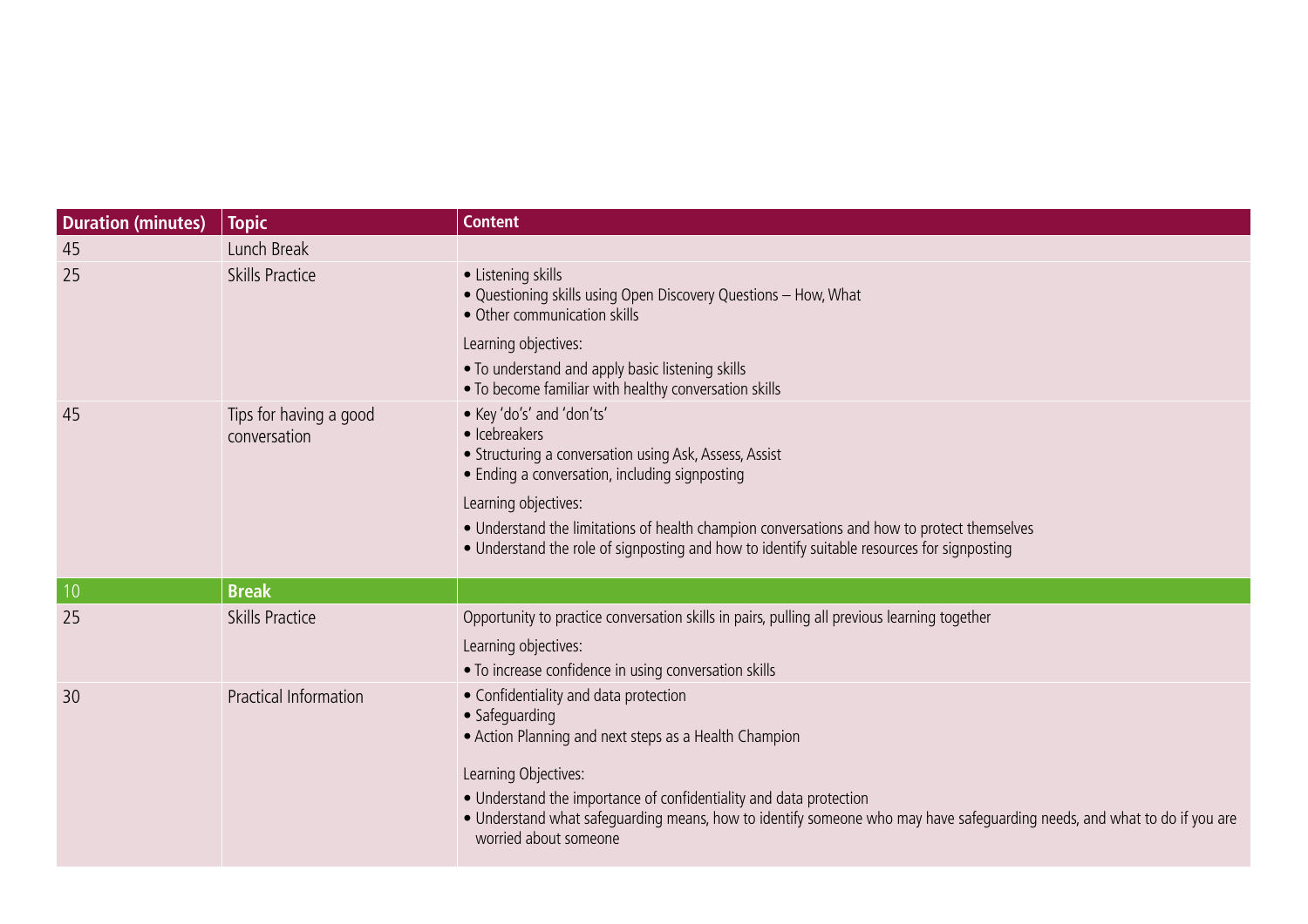| Duration (minutes) | Topic | Content |
|---|---|---|
| 45 | Lunch Break | |
| 25 | Skills Practice | • Listening skills<br>• Questioning skills using Open Discovery Questions – How, What<br>• Other communication skills<br><br>Learning objectives:<br><br>• To understand and apply basic listening skills<br>• To become familiar with healthy conversation skills |
| 45 | Tips for having a good conversation | • Key 'do's' and 'don'ts'<br>• Icebreakers<br>• Structuring a conversation using Ask, Assess, Assist<br>• Ending a conversation, including signposting<br><br>Learning objectives:<br><br>• Understand the limitations of health champion conversations and how to protect themselves<br>• Understand the role of signposting and how to identify suitable resources for signposting |
| 10 | **Break** | |
| 25 | Skills Practice | Opportunity to practice conversation skills in pairs, pulling all previous learning together<br><br>Learning objectives:<br><br>• To increase confidence in using conversation skills |
| 30 | Practical Information | • Confidentiality and data protection<br>• Safeguarding<br>• Action Planning and next steps as a Health Champion<br><br>Learning Objectives:<br><br>• Understand the importance of confidentiality and data protection<br>• Understand what safeguarding means, how to identify someone who may have safeguarding needs, and what to do if you are worried about someone |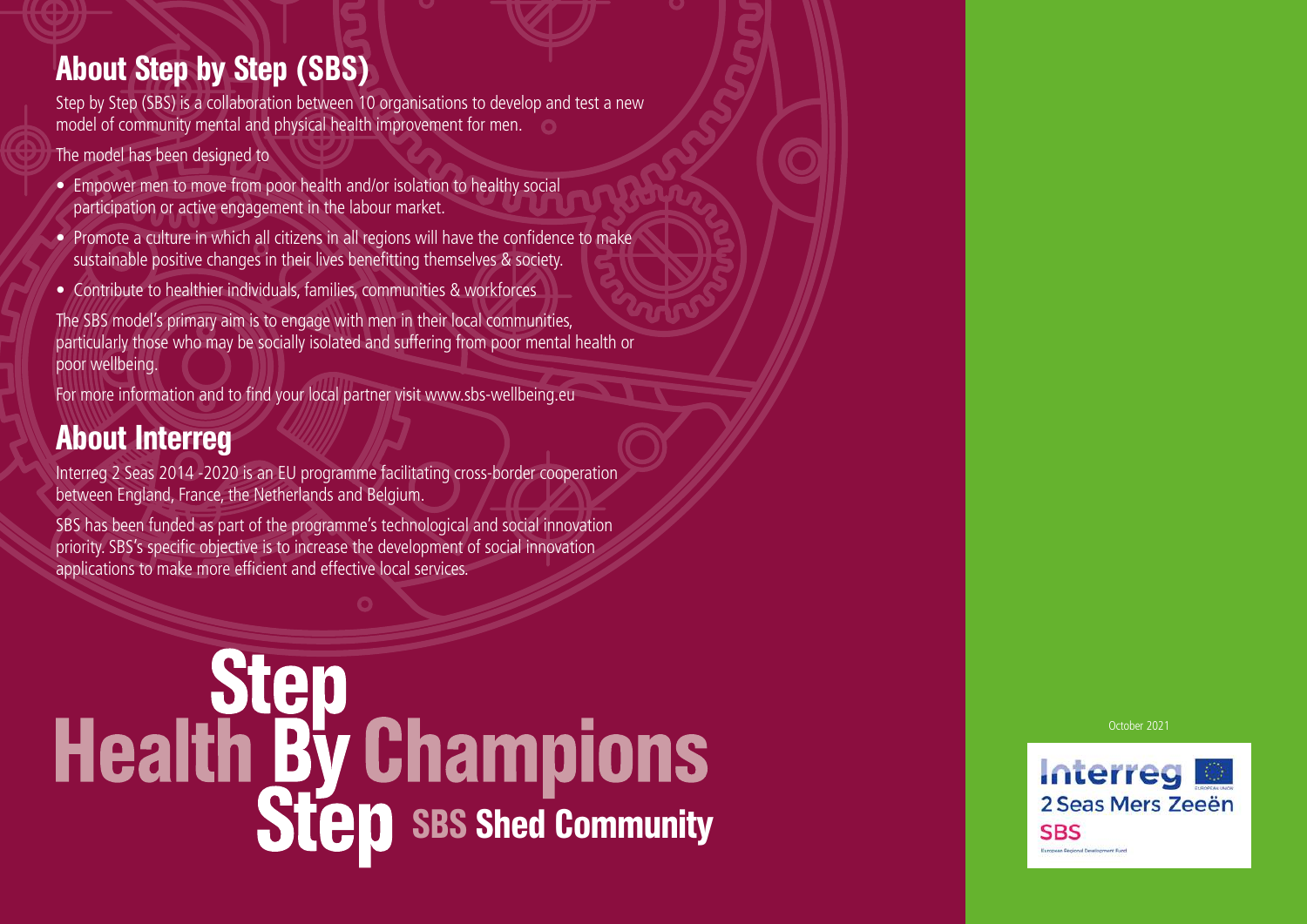## About Step by Step (SBS)

Step by Step (SBS) is a collaboration between 10 organisations to develop and test a new model of community mental and physical health improvement for men.

The model has been designed to

- Empower men to move from poor health and/or isolation to healthy social participation or active engagement in the labour market.
- Promote a culture in which all citizens in all regions will have the confidence to make sustainable positive changes in their lives benefitting themselves & society.
- Contribute to healthier individuals, families, communities & workforces

The SBS model's primary aim is to engage with men in their local communities, particularly those who may be socially isolated and suffering from poor mental health or poor wellbeing.

For more information and to find your local partner visit www.sbs-wellbeing.eu

## About Interreg

Interreg 2 Seas 2014 -2020 is an EU programme facilitating cross-border cooperation between England, France, the Netherlands and Belgium.

SBS has been funded as part of the programme's technological and social innovation priority. SBS's specific objective is to increase the development of social innovation applications to make more efficient and effective local services.

# Health Step By Step Champions

**SBS Shed Community**

October 2021

Interreg 2 Seas Mers Zeeën SBS

European Regional Development Fund